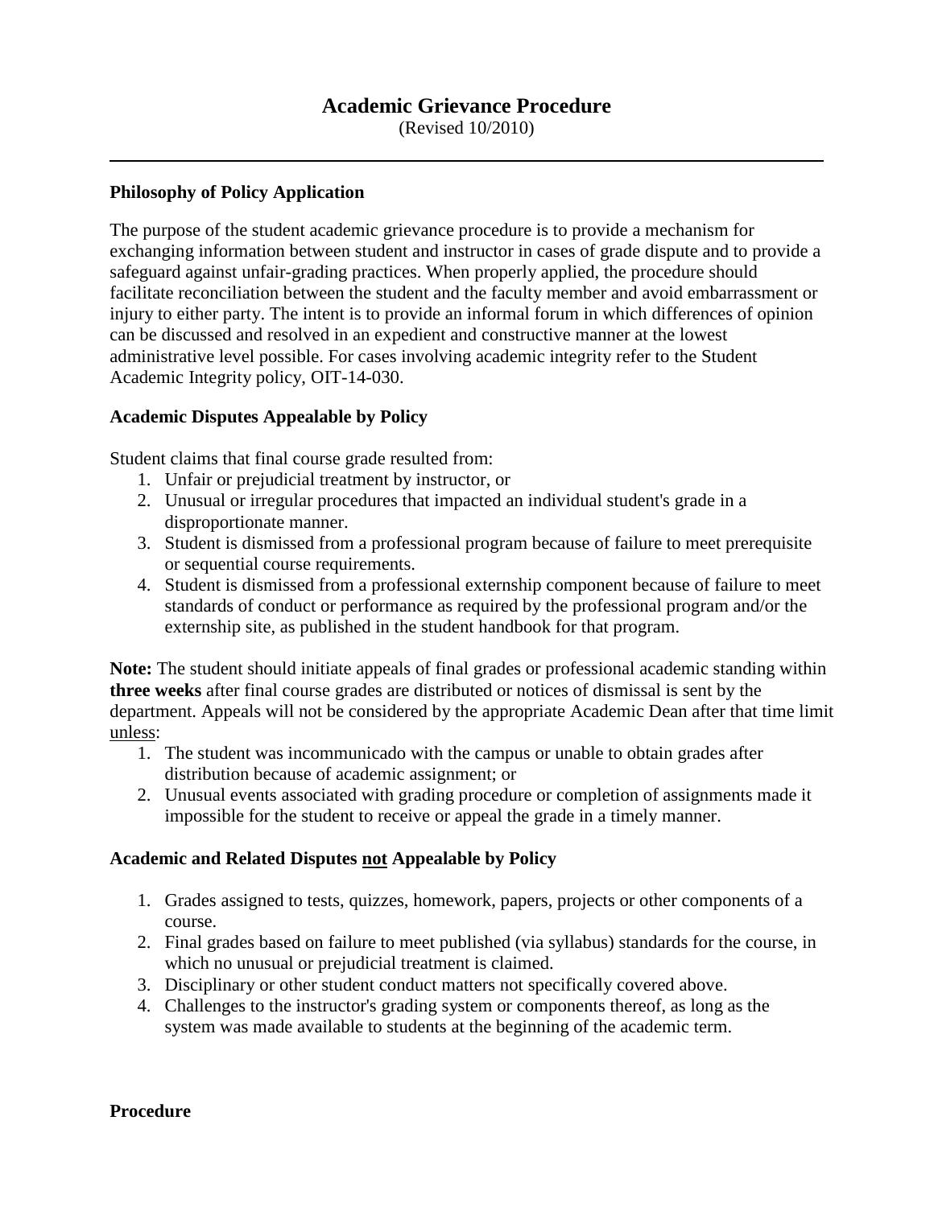# Academic Grievance Procedure

(Revised 10/2010)

---

### Philosophy of Policy Application

The purpose of the student academic grievance procedure is to provide a mechanism for exchanging information between student and instructor in cases of grade dispute and to provide a safeguard against unfair-grading practices. When properly applied, the procedure should facilitate reconciliation between the student and the faculty member and avoid embarrassment or injury to either party. The intent is to provide an informal forum in which differences of opinion can be discussed and resolved in an expedient and constructive manner at the lowest administrative level possible. For cases involving academic integrity refer to the Student Academic Integrity policy, OIT-14-030.

### Academic Disputes Appealable by Policy

Student claims that final course grade resulted from:

1. Unfair or prejudicial treatment by instructor, or
2. Unusual or irregular procedures that impacted an individual student's grade in a disproportionate manner.
3. Student is dismissed from a professional program because of failure to meet prerequisite or sequential course requirements.
4. Student is dismissed from a professional externship component because of failure to meet standards of conduct or performance as required by the professional program and/or the externship site, as published in the student handbook for that program.

**Note:** The student should initiate appeals of final grades or professional academic standing within **three weeks** after final course grades are distributed or notices of dismissal is sent by the department. Appeals will not be considered by the appropriate Academic Dean after that time limit unless:

1. The student was incommunicado with the campus or unable to obtain grades after distribution because of academic assignment; or
2. Unusual events associated with grading procedure or completion of assignments made it impossible for the student to receive or appeal the grade in a timely manner.

### Academic and Related Disputes not Appealable by Policy

1. Grades assigned to tests, quizzes, homework, papers, projects or other components of a course.
2. Final grades based on failure to meet published (via syllabus) standards for the course, in which no unusual or prejudicial treatment is claimed.
3. Disciplinary or other student conduct matters not specifically covered above.
4. Challenges to the instructor's grading system or components thereof, as long as the system was made available to students at the beginning of the academic term.

### Procedure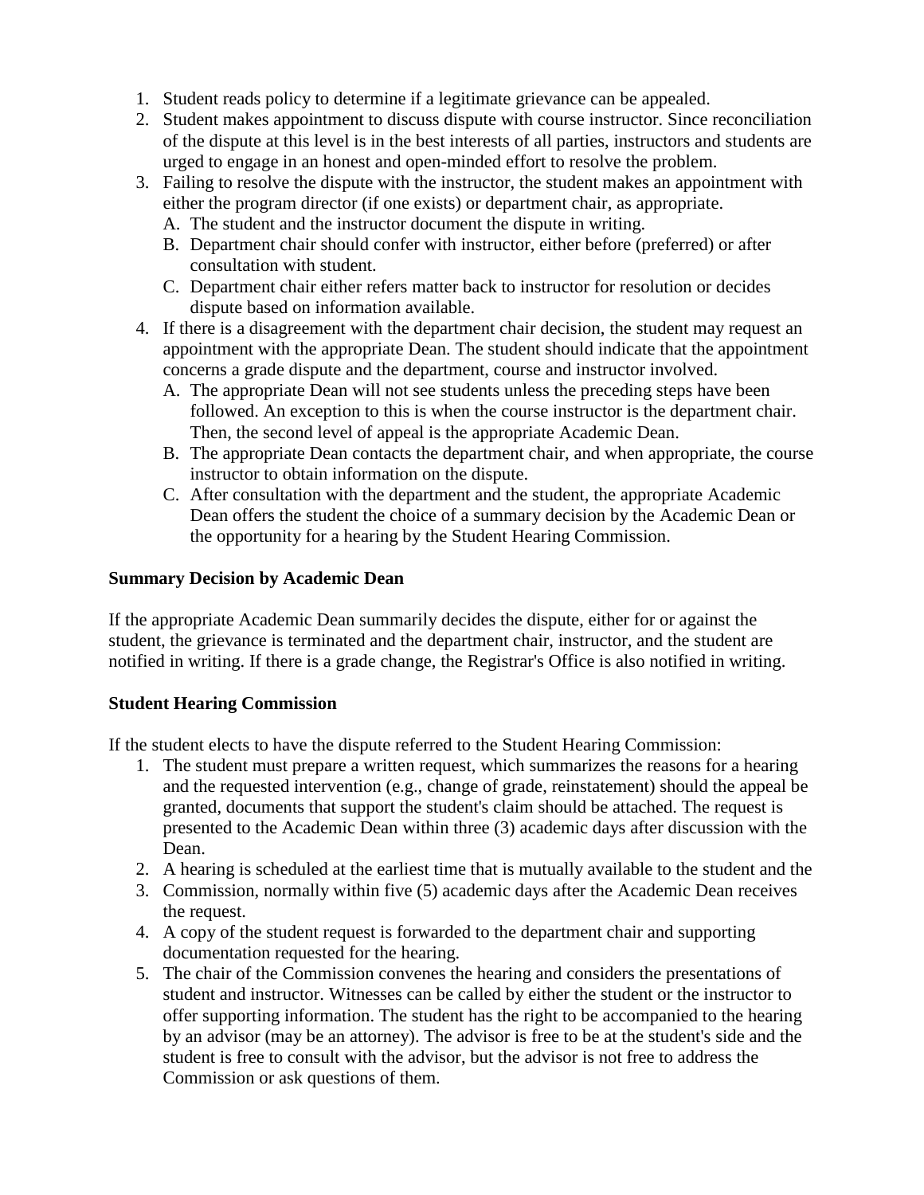1. Student reads policy to determine if a legitimate grievance can be appealed.
2. Student makes appointment to discuss dispute with course instructor. Since reconciliation of the dispute at this level is in the best interests of all parties, instructors and students are urged to engage in an honest and open-minded effort to resolve the problem.
3. Failing to resolve the dispute with the instructor, the student makes an appointment with either the program director (if one exists) or department chair, as appropriate.
   A. The student and the instructor document the dispute in writing.
   B. Department chair should confer with instructor, either before (preferred) or after consultation with student.
   C. Department chair either refers matter back to instructor for resolution or decides dispute based on information available.
4. If there is a disagreement with the department chair decision, the student may request an appointment with the appropriate Dean. The student should indicate that the appointment concerns a grade dispute and the department, course and instructor involved.
   A. The appropriate Dean will not see students unless the preceding steps have been followed. An exception to this is when the course instructor is the department chair. Then, the second level of appeal is the appropriate Academic Dean.
   B. The appropriate Dean contacts the department chair, and when appropriate, the course instructor to obtain information on the dispute.
   C. After consultation with the department and the student, the appropriate Academic Dean offers the student the choice of a summary decision by the Academic Dean or the opportunity for a hearing by the Student Hearing Commission.

**Summary Decision by Academic Dean**

If the appropriate Academic Dean summarily decides the dispute, either for or against the student, the grievance is terminated and the department chair, instructor, and the student are notified in writing. If there is a grade change, the Registrar's Office is also notified in writing.

**Student Hearing Commission**

If the student elects to have the dispute referred to the Student Hearing Commission:

1. The student must prepare a written request, which summarizes the reasons for a hearing and the requested intervention (e.g., change of grade, reinstatement) should the appeal be granted, documents that support the student's claim should be attached. The request is presented to the Academic Dean within three (3) academic days after discussion with the Dean.
2. A hearing is scheduled at the earliest time that is mutually available to the student and the
3. Commission, normally within five (5) academic days after the Academic Dean receives the request.
4. A copy of the student request is forwarded to the department chair and supporting documentation requested for the hearing.
5. The chair of the Commission convenes the hearing and considers the presentations of student and instructor. Witnesses can be called by either the student or the instructor to offer supporting information. The student has the right to be accompanied to the hearing by an advisor (may be an attorney). The advisor is free to be at the student's side and the student is free to consult with the advisor, but the advisor is not free to address the Commission or ask questions of them.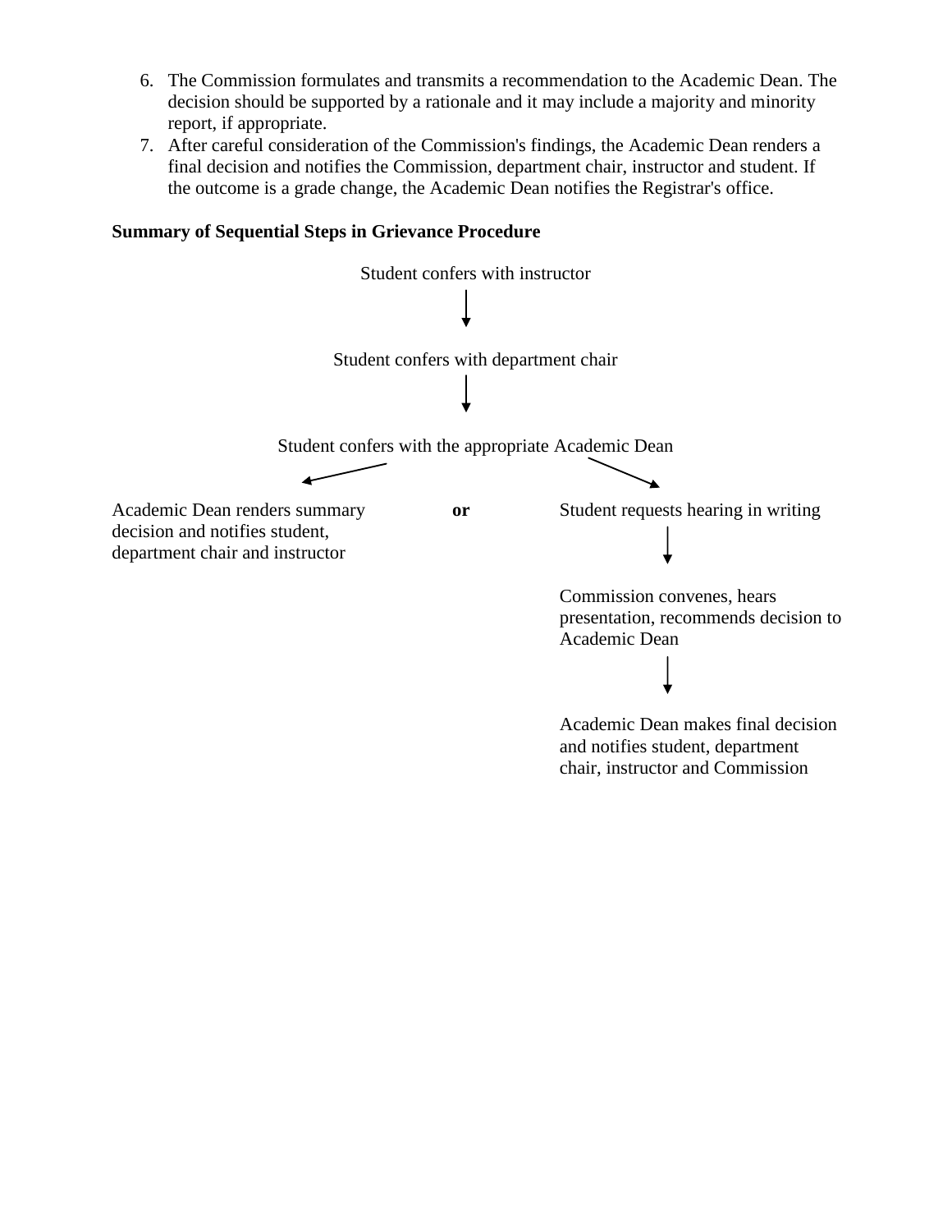6. The Commission formulates and transmits a recommendation to the Academic Dean. The decision should be supported by a rationale and it may include a majority and minority report, if appropriate.
7. After careful consideration of the Commission's findings, the Academic Dean renders a final decision and notifies the Commission, department chair, instructor and student. If the outcome is a grade change, the Academic Dean notifies the Registrar's office.

**Summary of Sequential Steps in Grievance Procedure**

Student confers with instructor

↓

Student confers with department chair

↓

Student confers with the appropriate Academic Dean

↙ ↘

Academic Dean renders summary decision and notifies student, department chair and instructor

**or**

Student requests hearing in writing

↓

Commission convenes, hears presentation, recommends decision to Academic Dean

↓

Academic Dean makes final decision and notifies student, department chair, instructor and Commission